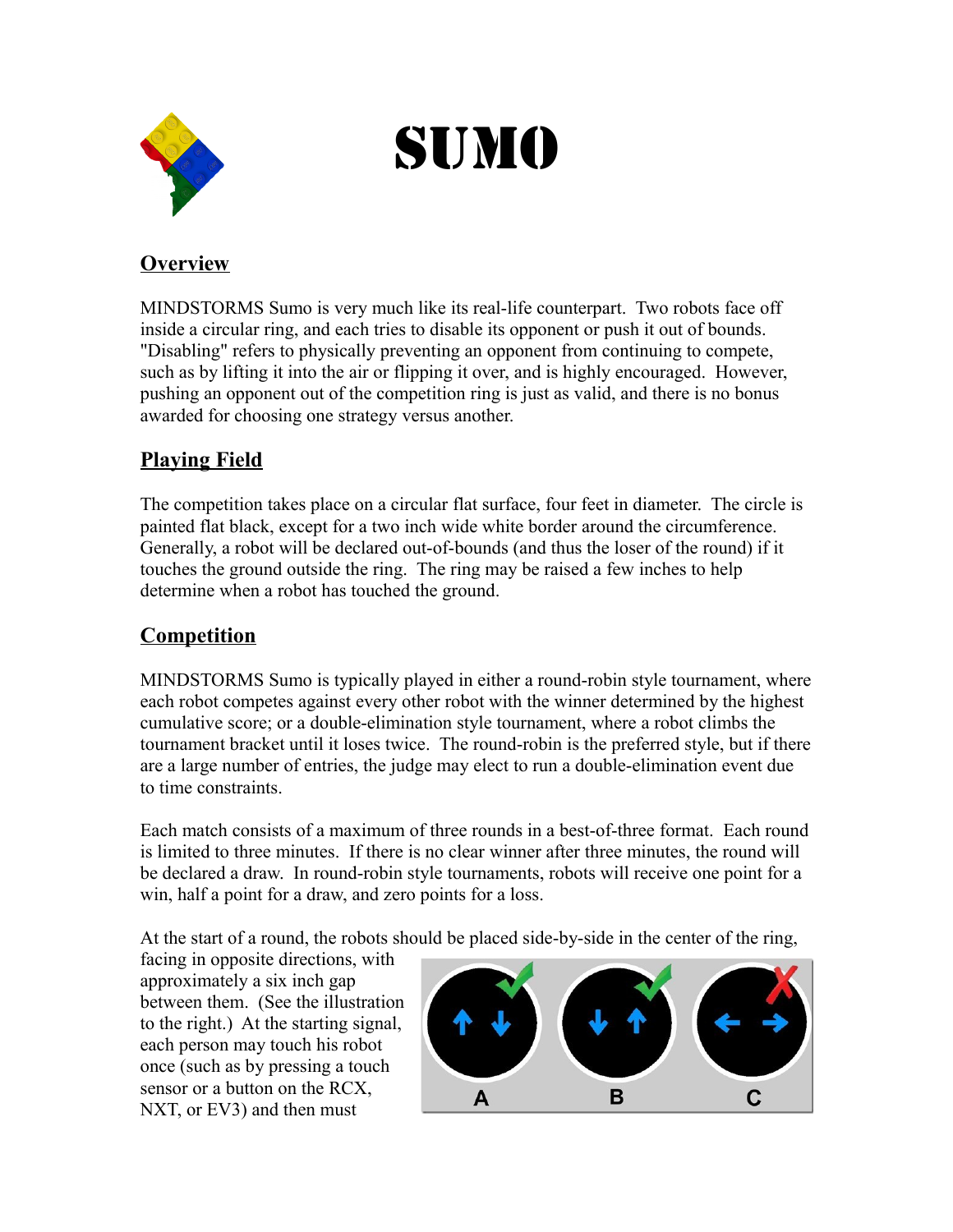# SUMO

## Overview

MINDSTORMS Sumo is very much like its real-life counterpart. Two robots face off inside a circular ring, and each tries to disable its opponent or push it out of bounds. "Disabling" refers to physically preventing an opponent from continuing to compete, such as by lifting it into the air or flipping it over, and is highly encouraged. However, pushing an opponent out of the competition ring is just as valid, and there is no bonus awarded for choosing one strategy versus another.

## Playing Field

The competition takes place on a circular flat surface, four feet in diameter. The circle is painted flat black, except for a two inch wide white border around the circumference. Generally, a robot will be declared out-of-bounds (and thus the loser of the round) if it touches the ground outside the ring. The ring may be raised a few inches to help determine when a robot has touched the ground.

## Competition

MINDSTORMS Sumo is typically played in either a round-robin style tournament, where each robot competes against every other robot with the winner determined by the highest cumulative score; or a double-elimination style tournament, where a robot climbs the tournament bracket until it loses twice. The round-robin is the preferred style, but if there are a large number of entries, the judge may elect to run a double-elimination event due to time constraints.

Each match consists of a maximum of three rounds in a best-of-three format. Each round is limited to three minutes. If there is no clear winner after three minutes, the round will be declared a draw. In round-robin style tournaments, robots will receive one point for a win, half a point for a draw, and zero points for a loss.

At the start of a round, the robots should be placed side-by-side in the center of the ring, facing in opposite directions, with approximately a six inch gap between them. (See the illustration to the right.) At the starting signal, each person may touch his robot once (such as by pressing a touch sensor or a button on the RCX, NXT, or EV3) and then must

A

B

C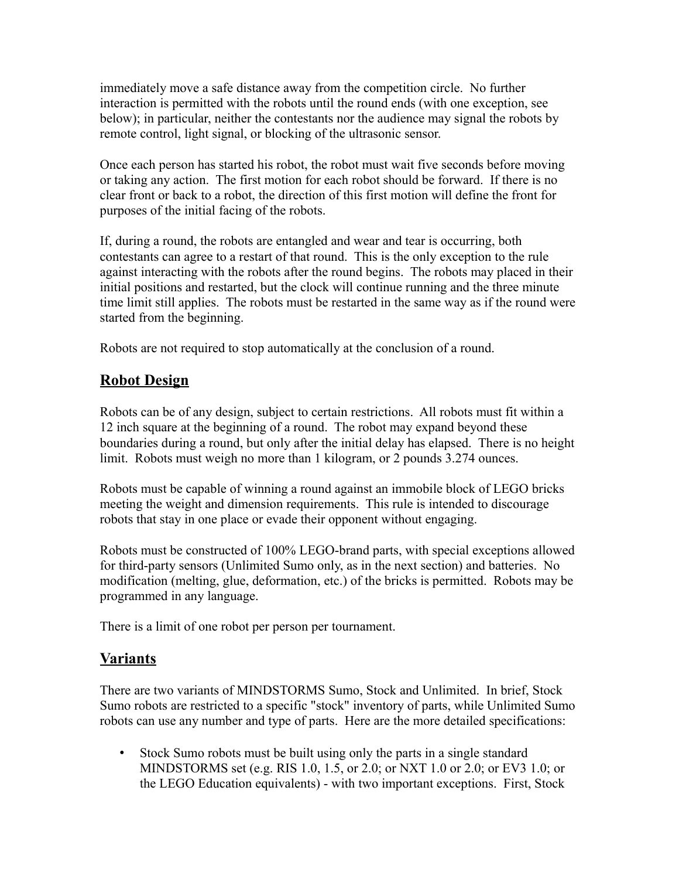immediately move a safe distance away from the competition circle. No further interaction is permitted with the robots until the round ends (with one exception, see below); in particular, neither the contestants nor the audience may signal the robots by remote control, light signal, or blocking of the ultrasonic sensor.

Once each person has started his robot, the robot must wait five seconds before moving or taking any action. The first motion for each robot should be forward. If there is no clear front or back to a robot, the direction of this first motion will define the front for purposes of the initial facing of the robots.

If, during a round, the robots are entangled and wear and tear is occurring, both contestants can agree to a restart of that round. This is the only exception to the rule against interacting with the robots after the round begins. The robots may placed in their initial positions and restarted, but the clock will continue running and the three minute time limit still applies. The robots must be restarted in the same way as if the round were started from the beginning.

Robots are not required to stop automatically at the conclusion of a round.

## Robot Design

Robots can be of any design, subject to certain restrictions. All robots must fit within a 12 inch square at the beginning of a round. The robot may expand beyond these boundaries during a round, but only after the initial delay has elapsed. There is no height limit. Robots must weigh no more than 1 kilogram, or 2 pounds 3.274 ounces.

Robots must be capable of winning a round against an immobile block of LEGO bricks meeting the weight and dimension requirements. This rule is intended to discourage robots that stay in one place or evade their opponent without engaging.

Robots must be constructed of 100% LEGO-brand parts, with special exceptions allowed for third-party sensors (Unlimited Sumo only, as in the next section) and batteries. No modification (melting, glue, deformation, etc.) of the bricks is permitted. Robots may be programmed in any language.

There is a limit of one robot per person per tournament.

## Variants

There are two variants of MINDSTORMS Sumo, Stock and Unlimited. In brief, Stock Sumo robots are restricted to a specific "stock" inventory of parts, while Unlimited Sumo robots can use any number and type of parts. Here are the more detailed specifications:

- Stock Sumo robots must be built using only the parts in a single standard MINDSTORMS set (e.g. RIS 1.0, 1.5, or 2.0; or NXT 1.0 or 2.0; or EV3 1.0; or the LEGO Education equivalents) - with two important exceptions. First, Stock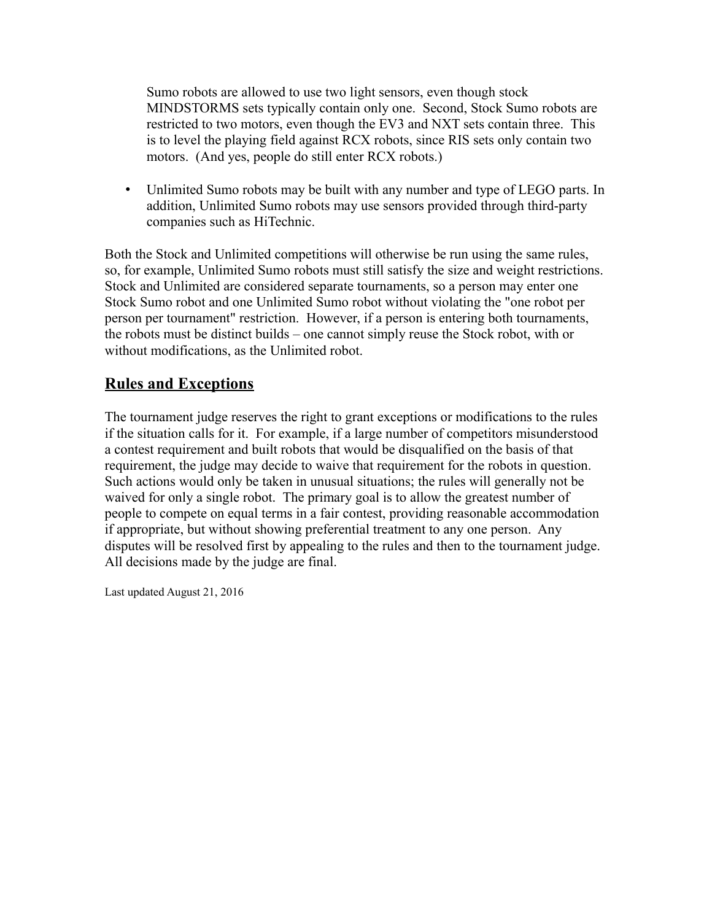Sumo robots are allowed to use two light sensors, even though stock MINDSTORMS sets typically contain only one. Second, Stock Sumo robots are restricted to two motors, even though the EV3 and NXT sets contain three. This is to level the playing field against RCX robots, since RIS sets only contain two motors. (And yes, people do still enter RCX robots.)

- Unlimited Sumo robots may be built with any number and type of LEGO parts. In addition, Unlimited Sumo robots may use sensors provided through third-party companies such as HiTechnic.

Both the Stock and Unlimited competitions will otherwise be run using the same rules, so, for example, Unlimited Sumo robots must still satisfy the size and weight restrictions. Stock and Unlimited are considered separate tournaments, so a person may enter one Stock Sumo robot and one Unlimited Sumo robot without violating the "one robot per person per tournament" restriction. However, if a person is entering both tournaments, the robots must be distinct builds – one cannot simply reuse the Stock robot, with or without modifications, as the Unlimited robot.

## Rules and Exceptions

The tournament judge reserves the right to grant exceptions or modifications to the rules if the situation calls for it. For example, if a large number of competitors misunderstood a contest requirement and built robots that would be disqualified on the basis of that requirement, the judge may decide to waive that requirement for the robots in question. Such actions would only be taken in unusual situations; the rules will generally not be waived for only a single robot. The primary goal is to allow the greatest number of people to compete on equal terms in a fair contest, providing reasonable accommodation if appropriate, but without showing preferential treatment to any one person. Any disputes will be resolved first by appealing to the rules and then to the tournament judge. All decisions made by the judge are final.

Last updated August 21, 2016